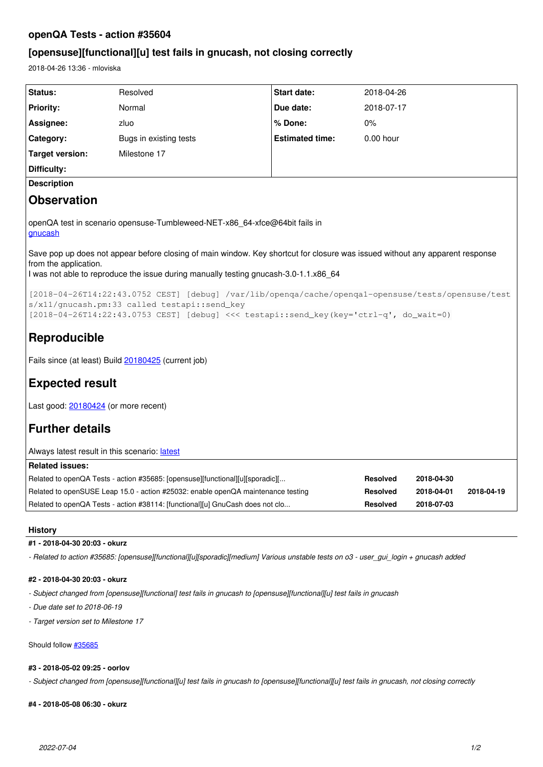## openQA Tests - action #35604

## [opensuse][functional][u] test fails in gnucash, not closing correctly

2018-04-26 13:36 - mloviska

| Status: | Resolved | Start date: | 2018-04-26 |
|---|---|---|---|
| Priority: | Normal | Due date: | 2018-07-17 |
| Assignee: | zluo | % Done: | 0% |
| Category: | Bugs in existing tests | Estimated time: | 0.00 hour |
| Target version: | Milestone 17 | | |
| Difficulty: | | | |

**Description**

# Observation

openQA test in scenario opensuse-Tumbleweed-NET-x86_64-xfce@64bit fails in
gnucash

Save pop up does not appear before closing of main window. Key shortcut for closure was issued without any apparent response from the application.
I was not able to reproduce the issue during manually testing gnucash-3.0-1.1.x86_64

```
[2018-04-26T14:22:43.0752 CEST] [debug] /var/lib/openqa/cache/openqa1-opensuse/tests/opensuse/tests/x11/gnucash.pm:33 called testapi::send_key
[2018-04-26T14:22:43.0753 CEST] [debug] <<< testapi::send_key(key='ctrl-q', do_wait=0)
```

# Reproducible

Fails since (at least) Build 20180425 (current job)

# Expected result

Last good: 20180424 (or more recent)

# Further details

Always latest result in this scenario: latest

**Related issues:**

| | | | |
|---|---|---|---|
| Related to openQA Tests - action #35685: [opensuse][functional][u][sporadic][... | Resolved | 2018-04-30 | |
| Related to openSUSE Leap 15.0 - action #25032: enable openQA maintenance testing | Resolved | 2018-04-01 | 2018-04-19 |
| Related to openQA Tests - action #38114: [functional][u] GnuCash does not clo... | Resolved | 2018-07-03 | |

### History

**#1 - 2018-04-30 20:03 - okurz**

*- Related to action #35685: [opensuse][functional][u][sporadic][medium] Various unstable tests on o3 - user_gui_login + gnucash added*

**#2 - 2018-04-30 20:03 - okurz**

*- Subject changed from [opensuse][functional] test fails in gnucash to [opensuse][functional][u] test fails in gnucash*

*- Due date set to 2018-06-19*

*- Target version set to Milestone 17*

Should follow #35685

**#3 - 2018-05-02 09:25 - oorlov**

*- Subject changed from [opensuse][functional][u] test fails in gnucash to [opensuse][functional][u] test fails in gnucash, not closing correctly*

**#4 - 2018-05-08 06:30 - okurz**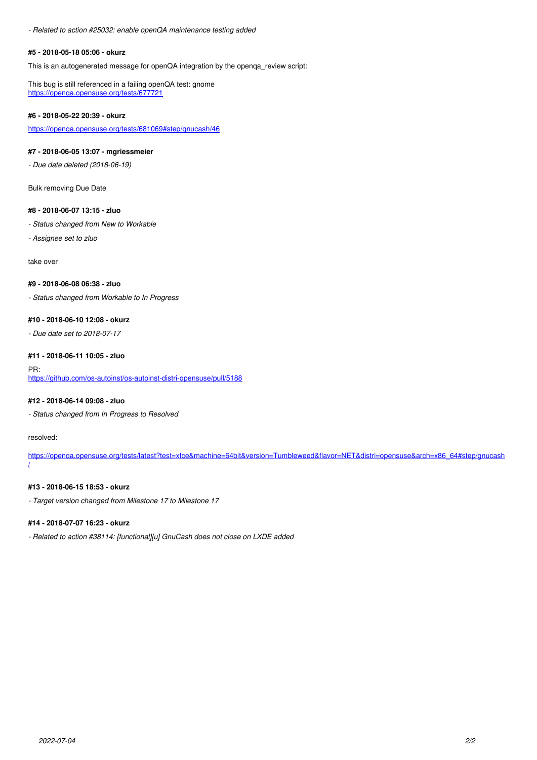*- Related to action #25032: enable openQA maintenance testing added*

#### #5 - 2018-05-18 05:06 - okurz

This is an autogenerated message for openQA integration by the openqa_review script:

This bug is still referenced in a failing openQA test: gnome
https://openqa.opensuse.org/tests/677721

#### #6 - 2018-05-22 20:39 - okurz

https://openqa.opensuse.org/tests/681069#step/gnucash/46

#### #7 - 2018-06-05 13:07 - mgriessmeier

*- Due date deleted (2018-06-19)*

Bulk removing Due Date

#### #8 - 2018-06-07 13:15 - zluo

*- Status changed from New to Workable*

*- Assignee set to zluo*

take over

#### #9 - 2018-06-08 06:38 - zluo

*- Status changed from Workable to In Progress*

#### #10 - 2018-06-10 12:08 - okurz

*- Due date set to 2018-07-17*

#### #11 - 2018-06-11 10:05 - zluo

PR:
https://github.com/os-autoinst/os-autoinst-distri-opensuse/pull/5188

#### #12 - 2018-06-14 09:08 - zluo

*- Status changed from In Progress to Resolved*

resolved:

https://openqa.opensuse.org/tests/latest?test=xfce&machine=64bit&version=Tumbleweed&flavor=NET&distri=opensuse&arch=x86_64#step/gnucash/

#### #13 - 2018-06-15 18:53 - okurz

*- Target version changed from Milestone 17 to Milestone 17*

#### #14 - 2018-07-07 16:23 - okurz

*- Related to action #38114: [functional][u] GnuCash does not close on LXDE added*